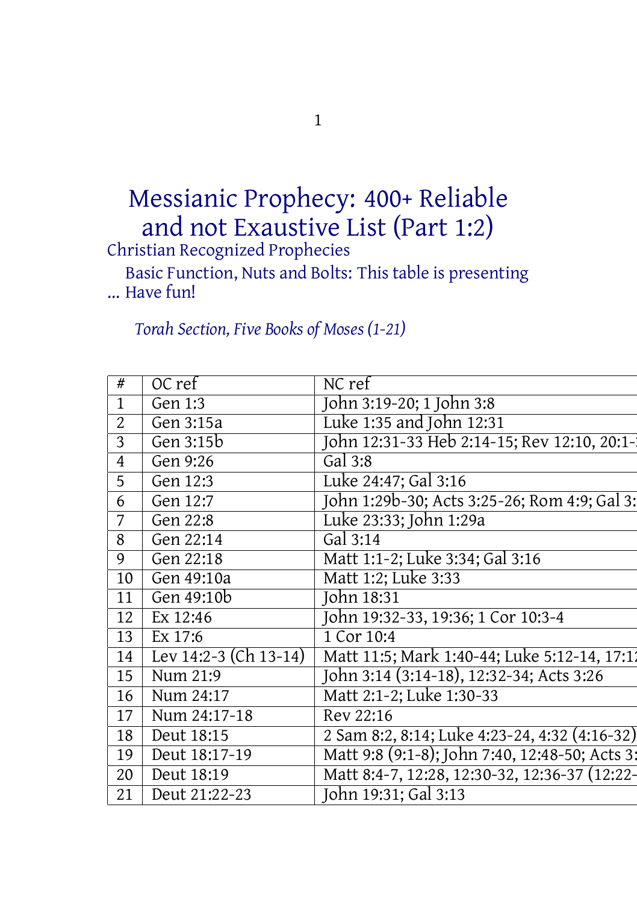# Messianic Prophecy: 400+ Reliable and not Exaustive List (Part 1:2)

Christian Recognized Prophecies

Basic Function, Nuts and Bolts: This table is presenting ... Have fun!

*Torah Section, Five Books of Moses (1-21)*

| # | OC ref | NC ref |
|---|---|---|
| 1 | Gen 1:3 | John 3:19-20; 1 John 3:8 |
| 2 | Gen 3:15a | Luke 1:35 and John 12:31 |
| 3 | Gen 3:15b | John 12:31-33 Heb 2:14-15; Rev 12:10, 20:1- |
| 4 | Gen 9:26 | Gal 3:8 |
| 5 | Gen 12:3 | Luke 24:47; Gal 3:16 |
| 6 | Gen 12:7 | John 1:29b-30; Acts 3:25-26; Rom 4:9; Gal 3: |
| 7 | Gen 22:8 | Luke 23:33; John 1:29a |
| 8 | Gen 22:14 | Gal 3:14 |
| 9 | Gen 22:18 | Matt 1:1-2; Luke 3:34; Gal 3:16 |
| 10 | Gen 49:10a | Matt 1:2; Luke 3:33 |
| 11 | Gen 49:10b | John 18:31 |
| 12 | Ex 12:46 | John 19:32-33, 19:36; 1 Cor 10:3-4 |
| 13 | Ex 17:6 | 1 Cor 10:4 |
| 14 | Lev 14:2-3 (Ch 13-14) | Matt 11:5; Mark 1:40-44; Luke 5:12-14, 17:1 |
| 15 | Num 21:9 | John 3:14 (3:14-18), 12:32-34; Acts 3:26 |
| 16 | Num 24:17 | Matt 2:1-2; Luke 1:30-33 |
| 17 | Num 24:17-18 | Rev 22:16 |
| 18 | Deut 18:15 | 2 Sam 8:2, 8:14; Luke 4:23-24, 4:32 (4:16-32) |
| 19 | Deut 18:17-19 | Matt 9:8 (9:1-8); John 7:40, 12:48-50; Acts 3: |
| 20 | Deut 18:19 | Matt 8:4-7, 12:28, 12:30-32, 12:36-37 (12:22- |
| 21 | Deut 21:22-23 | John 19:31; Gal 3:13 |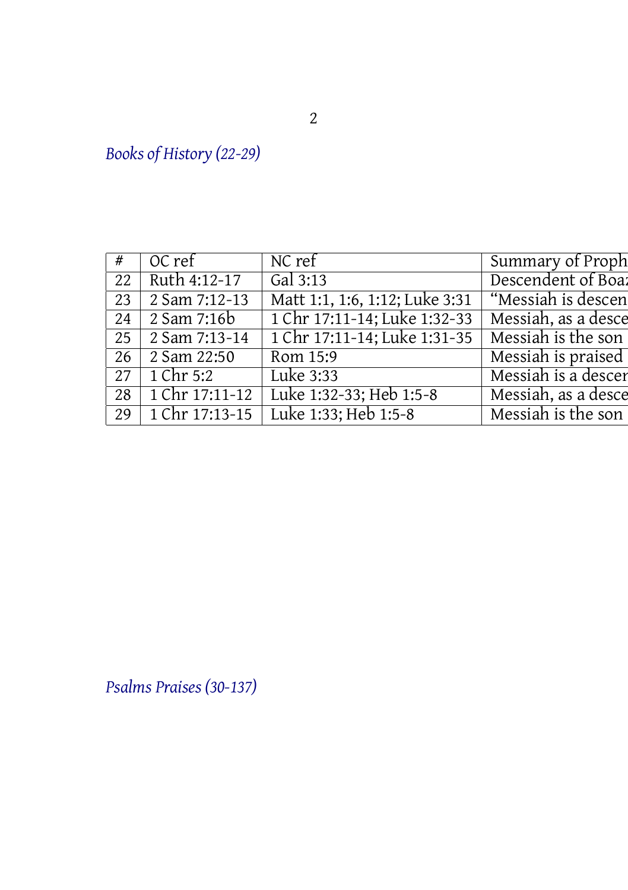*Books of History (22-29)*

| # | OC ref | NC ref | Summary of Proph |
|---|---|---|---|
| 22 | Ruth 4:12-17 | Gal 3:13 | Descendent of Boa |
| 23 | 2 Sam 7:12-13 | Matt 1:1, 1:6, 1:12; Luke 3:31 | "Messiah is descen |
| 24 | 2 Sam 7:16b | 1 Chr 17:11-14; Luke 1:32-33 | Messiah, as a desce |
| 25 | 2 Sam 7:13-14 | 1 Chr 17:11-14; Luke 1:31-35 | Messiah is the son |
| 26 | 2 Sam 22:50 | Rom 15:9 | Messiah is praised |
| 27 | 1 Chr 5:2 | Luke 3:33 | Messiah is a descer |
| 28 | 1 Chr 17:11-12 | Luke 1:32-33; Heb 1:5-8 | Messiah, as a desce |
| 29 | 1 Chr 17:13-15 | Luke 1:33; Heb 1:5-8 | Messiah is the son |

*Psalms Praises (30-137)*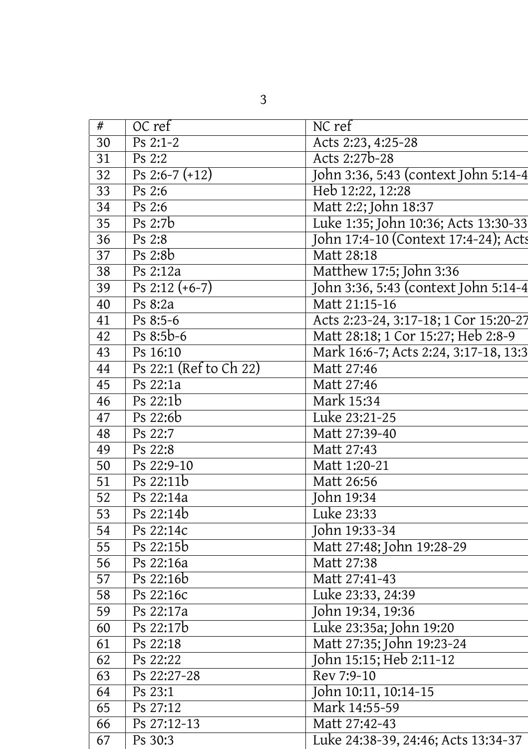| # | OC ref | NC ref |
|---|---|---|
| 30 | Ps 2:1-2 | Acts 2:23, 4:25-28 |
| 31 | Ps 2:2 | Acts 2:27b-28 |
| 32 | Ps 2:6-7 (+12) | John 3:36, 5:43 (context John 5:14-4 |
| 33 | Ps 2:6 | Heb 12:22, 12:28 |
| 34 | Ps 2:6 | Matt 2:2; John 18:37 |
| 35 | Ps 2:7b | Luke 1:35; John 10:36; Acts 13:30-33 |
| 36 | Ps 2:8 | John 17:4-10 (Context 17:4-24); Acts |
| 37 | Ps 2:8b | Matt 28:18 |
| 38 | Ps 2:12a | Matthew 17:5; John 3:36 |
| 39 | Ps 2:12 (+6-7) | John 3:36, 5:43 (context John 5:14-4 |
| 40 | Ps 8:2a | Matt 21:15-16 |
| 41 | Ps 8:5-6 | Acts 2:23-24, 3:17-18; 1 Cor 15:20-27 |
| 42 | Ps 8:5b-6 | Matt 28:18; 1 Cor 15:27; Heb 2:8-9 |
| 43 | Ps 16:10 | Mark 16:6-7; Acts 2:24, 3:17-18, 13:3 |
| 44 | Ps 22:1 (Ref to Ch 22) | Matt 27:46 |
| 45 | Ps 22:1a | Matt 27:46 |
| 46 | Ps 22:1b | Mark 15:34 |
| 47 | Ps 22:6b | Luke 23:21-25 |
| 48 | Ps 22:7 | Matt 27:39-40 |
| 49 | Ps 22:8 | Matt 27:43 |
| 50 | Ps 22:9-10 | Matt 1:20-21 |
| 51 | Ps 22:11b | Matt 26:56 |
| 52 | Ps 22:14a | John 19:34 |
| 53 | Ps 22:14b | Luke 23:33 |
| 54 | Ps 22:14c | John 19:33-34 |
| 55 | Ps 22:15b | Matt 27:48; John 19:28-29 |
| 56 | Ps 22:16a | Matt 27:38 |
| 57 | Ps 22:16b | Matt 27:41-43 |
| 58 | Ps 22:16c | Luke 23:33, 24:39 |
| 59 | Ps 22:17a | John 19:34, 19:36 |
| 60 | Ps 22:17b | Luke 23:35a; John 19:20 |
| 61 | Ps 22:18 | Matt 27:35; John 19:23-24 |
| 62 | Ps 22:22 | John 15:15; Heb 2:11-12 |
| 63 | Ps 22:27-28 | Rev 7:9-10 |
| 64 | Ps 23:1 | John 10:11, 10:14-15 |
| 65 | Ps 27:12 | Mark 14:55-59 |
| 66 | Ps 27:12-13 | Matt 27:42-43 |
| 67 | Ps 30:3 | Luke 24:38-39, 24:46; Acts 13:34-37 |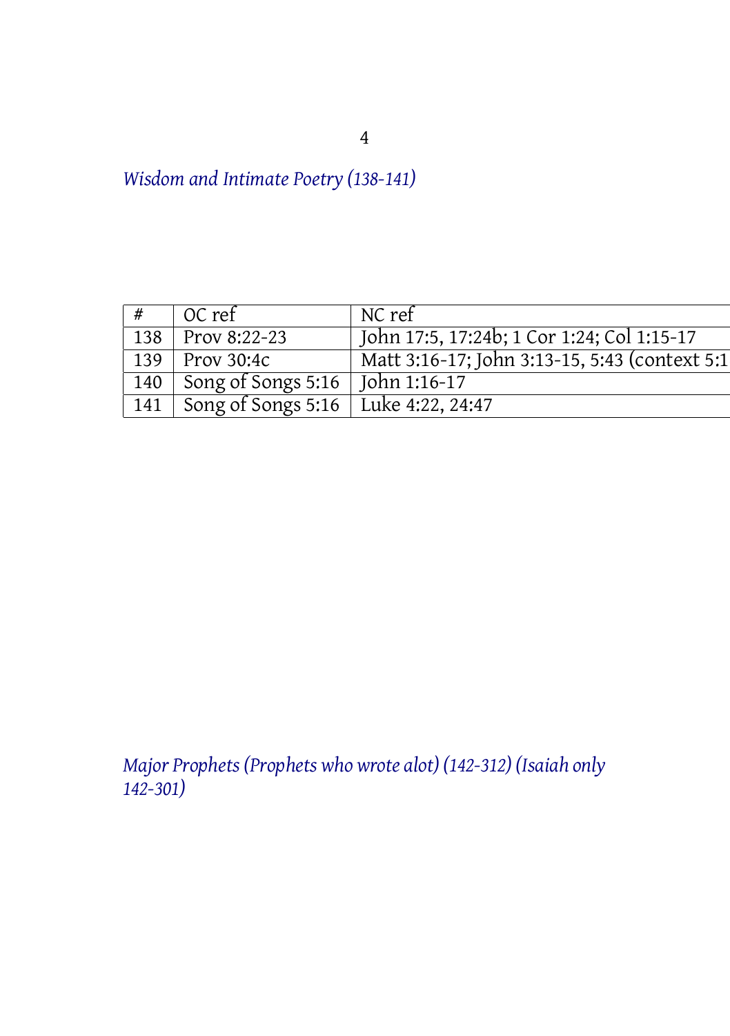*Wisdom and Intimate Poetry (138-141)*

| # | OC ref | NC ref |
|---|---|---|
| 138 | Prov 8:22-23 | John 17:5, 17:24b; 1 Cor 1:24; Col 1:15-17 |
| 139 | Prov 30:4c | Matt 3:16-17; John 3:13-15, 5:43 (context 5:1 |
| 140 | Song of Songs 5:16 | John 1:16-17 |
| 141 | Song of Songs 5:16 | Luke 4:22, 24:47 |

*Major Prophets (Prophets who wrote alot) (142-312) (Isaiah only 142-301)*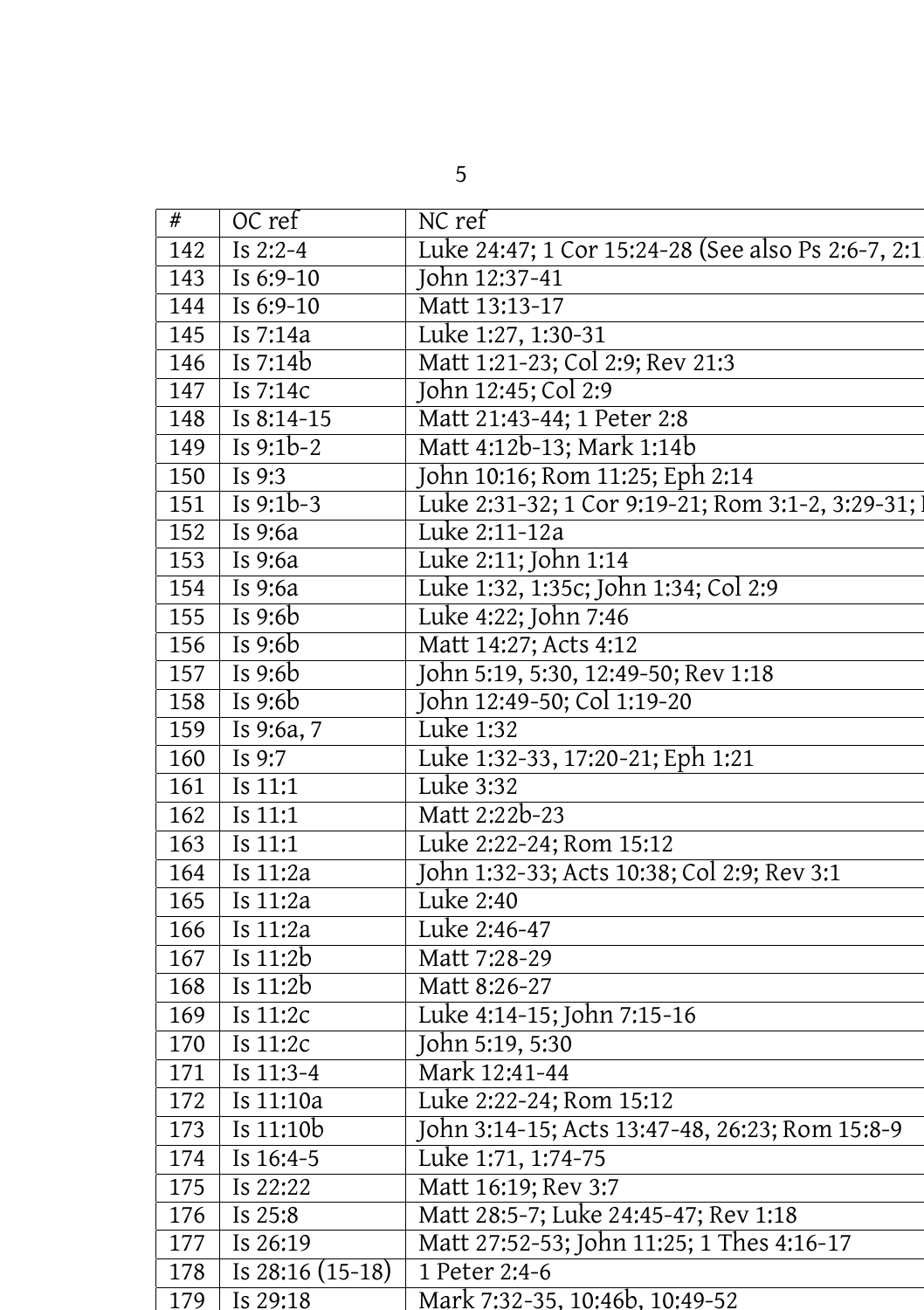| # | OC ref | NC ref |
|---|---|---|
| 142 | Is 2:2-4 | Luke 24:47; 1 Cor 15:24-28 (See also Ps 2:6-7, 2:1 |
| 143 | Is 6:9-10 | John 12:37-41 |
| 144 | Is 6:9-10 | Matt 13:13-17 |
| 145 | Is 7:14a | Luke 1:27, 1:30-31 |
| 146 | Is 7:14b | Matt 1:21-23; Col 2:9; Rev 21:3 |
| 147 | Is 7:14c | John 12:45; Col 2:9 |
| 148 | Is 8:14-15 | Matt 21:43-44; 1 Peter 2:8 |
| 149 | Is 9:1b-2 | Matt 4:12b-13; Mark 1:14b |
| 150 | Is 9:3 | John 10:16; Rom 11:25; Eph 2:14 |
| 151 | Is 9:1b-3 | Luke 2:31-32; 1 Cor 9:19-21; Rom 3:1-2, 3:29-31; |
| 152 | Is 9:6a | Luke 2:11-12a |
| 153 | Is 9:6a | Luke 2:11; John 1:14 |
| 154 | Is 9:6a | Luke 1:32, 1:35c; John 1:34; Col 2:9 |
| 155 | Is 9:6b | Luke 4:22; John 7:46 |
| 156 | Is 9:6b | Matt 14:27; Acts 4:12 |
| 157 | Is 9:6b | John 5:19, 5:30, 12:49-50; Rev 1:18 |
| 158 | Is 9:6b | John 12:49-50; Col 1:19-20 |
| 159 | Is 9:6a, 7 | Luke 1:32 |
| 160 | Is 9:7 | Luke 1:32-33, 17:20-21; Eph 1:21 |
| 161 | Is 11:1 | Luke 3:32 |
| 162 | Is 11:1 | Matt 2:22b-23 |
| 163 | Is 11:1 | Luke 2:22-24; Rom 15:12 |
| 164 | Is 11:2a | John 1:32-33; Acts 10:38; Col 2:9; Rev 3:1 |
| 165 | Is 11:2a | Luke 2:40 |
| 166 | Is 11:2a | Luke 2:46-47 |
| 167 | Is 11:2b | Matt 7:28-29 |
| 168 | Is 11:2b | Matt 8:26-27 |
| 169 | Is 11:2c | Luke 4:14-15; John 7:15-16 |
| 170 | Is 11:2c | John 5:19, 5:30 |
| 171 | Is 11:3-4 | Mark 12:41-44 |
| 172 | Is 11:10a | Luke 2:22-24; Rom 15:12 |
| 173 | Is 11:10b | John 3:14-15; Acts 13:47-48, 26:23; Rom 15:8-9 |
| 174 | Is 16:4-5 | Luke 1:71, 1:74-75 |
| 175 | Is 22:22 | Matt 16:19; Rev 3:7 |
| 176 | Is 25:8 | Matt 28:5-7; Luke 24:45-47; Rev 1:18 |
| 177 | Is 26:19 | Matt 27:52-53; John 11:25; 1 Thes 4:16-17 |
| 178 | Is 28:16 (15-18) | 1 Peter 2:4-6 |
| 179 | Is 29:18 | Mark 7:32-35, 10:46b, 10:49-52 |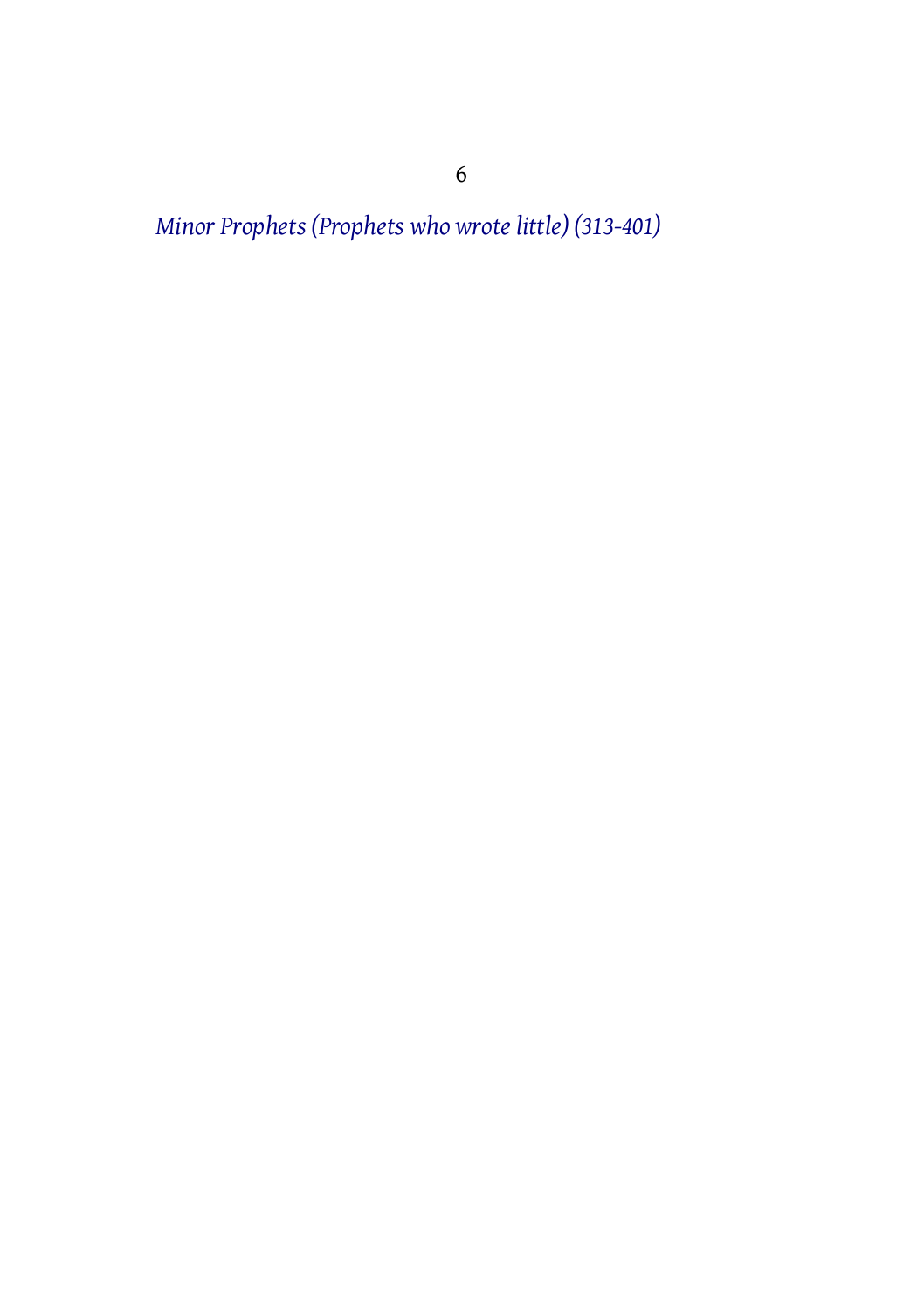*Minor Prophets (Prophets who wrote little) (313-401)*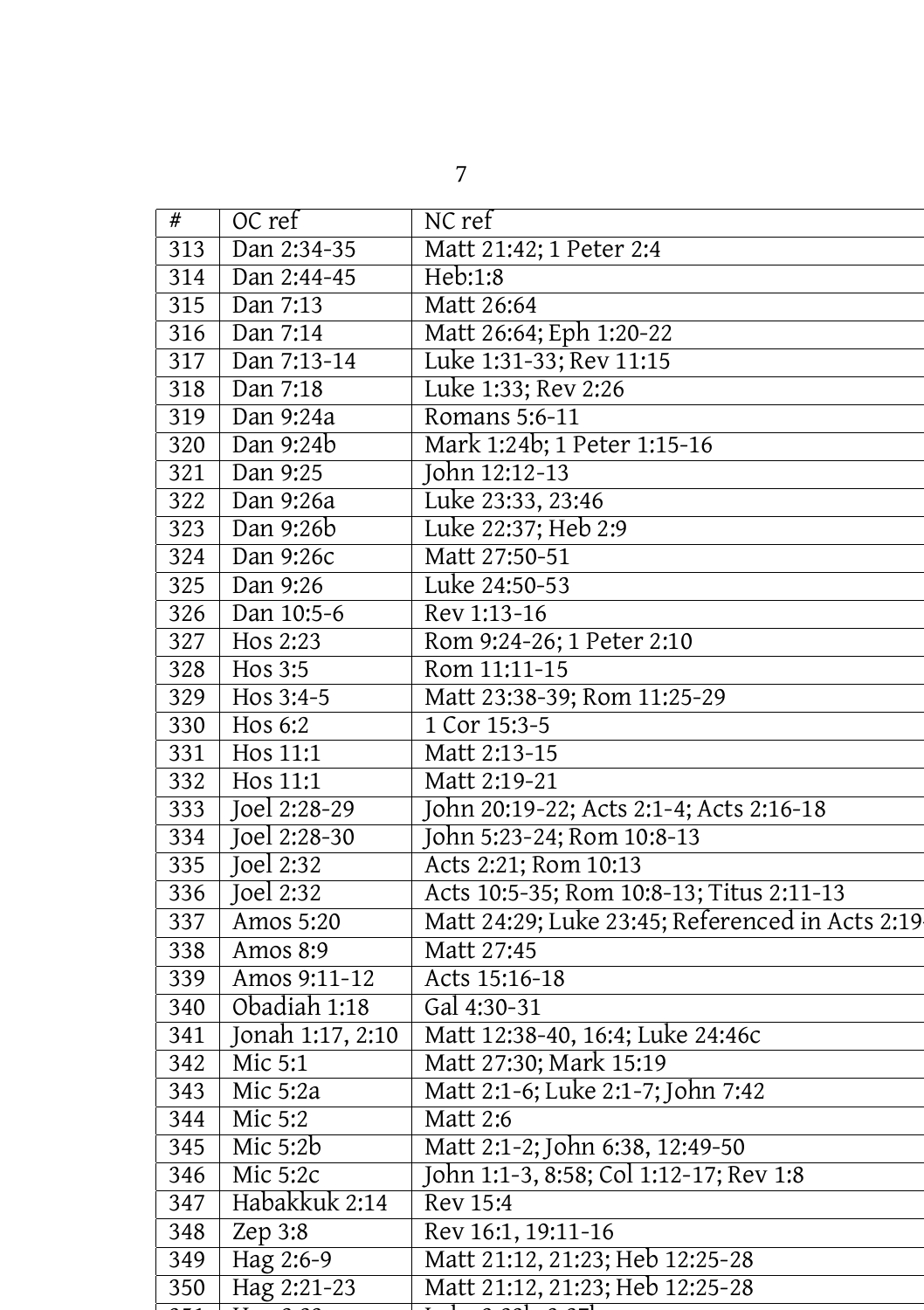| # | OC ref | NC ref |
|---|---|---|
| 313 | Dan 2:34-35 | Matt 21:42; 1 Peter 2:4 |
| 314 | Dan 2:44-45 | Heb:1:8 |
| 315 | Dan 7:13 | Matt 26:64 |
| 316 | Dan 7:14 | Matt 26:64; Eph 1:20-22 |
| 317 | Dan 7:13-14 | Luke 1:31-33; Rev 11:15 |
| 318 | Dan 7:18 | Luke 1:33; Rev 2:26 |
| 319 | Dan 9:24a | Romans 5:6-11 |
| 320 | Dan 9:24b | Mark 1:24b; 1 Peter 1:15-16 |
| 321 | Dan 9:25 | John 12:12-13 |
| 322 | Dan 9:26a | Luke 23:33, 23:46 |
| 323 | Dan 9:26b | Luke 22:37; Heb 2:9 |
| 324 | Dan 9:26c | Matt 27:50-51 |
| 325 | Dan 9:26 | Luke 24:50-53 |
| 326 | Dan 10:5-6 | Rev 1:13-16 |
| 327 | Hos 2:23 | Rom 9:24-26; 1 Peter 2:10 |
| 328 | Hos 3:5 | Rom 11:11-15 |
| 329 | Hos 3:4-5 | Matt 23:38-39; Rom 11:25-29 |
| 330 | Hos 6:2 | 1 Cor 15:3-5 |
| 331 | Hos 11:1 | Matt 2:13-15 |
| 332 | Hos 11:1 | Matt 2:19-21 |
| 333 | Joel 2:28-29 | John 20:19-22; Acts 2:1-4; Acts 2:16-18 |
| 334 | Joel 2:28-30 | John 5:23-24; Rom 10:8-13 |
| 335 | Joel 2:32 | Acts 2:21; Rom 10:13 |
| 336 | Joel 2:32 | Acts 10:5-35; Rom 10:8-13; Titus 2:11-13 |
| 337 | Amos 5:20 | Matt 24:29; Luke 23:45; Referenced in Acts 2:19 |
| 338 | Amos 8:9 | Matt 27:45 |
| 339 | Amos 9:11-12 | Acts 15:16-18 |
| 340 | Obadiah 1:18 | Gal 4:30-31 |
| 341 | Jonah 1:17, 2:10 | Matt 12:38-40, 16:4; Luke 24:46c |
| 342 | Mic 5:1 | Matt 27:30; Mark 15:19 |
| 343 | Mic 5:2a | Matt 2:1-6; Luke 2:1-7; John 7:42 |
| 344 | Mic 5:2 | Matt 2:6 |
| 345 | Mic 5:2b | Matt 2:1-2; John 6:38, 12:49-50 |
| 346 | Mic 5:2c | John 1:1-3, 8:58; Col 1:12-17; Rev 1:8 |
| 347 | Habakkuk 2:14 | Rev 15:4 |
| 348 | Zep 3:8 | Rev 16:1, 19:11-16 |
| 349 | Hag 2:6-9 | Matt 21:12, 21:23; Heb 12:25-28 |
| 350 | Hag 2:21-23 | Matt 21:12, 21:23; Heb 12:25-28 |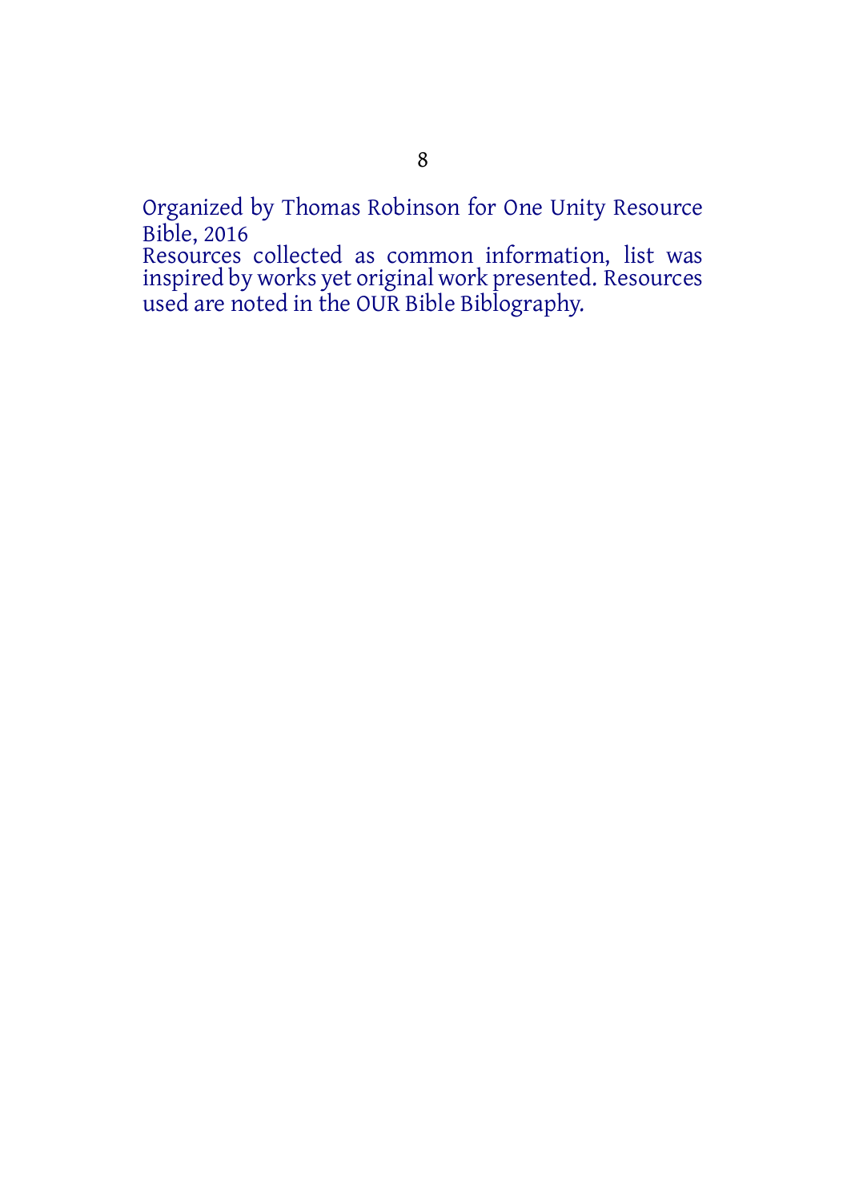Organized by Thomas Robinson for One Unity Resource Bible, 2016

Resources collected as common information, list was inspired by works yet original work presented. Resources used are noted in the OUR Bible Biblography.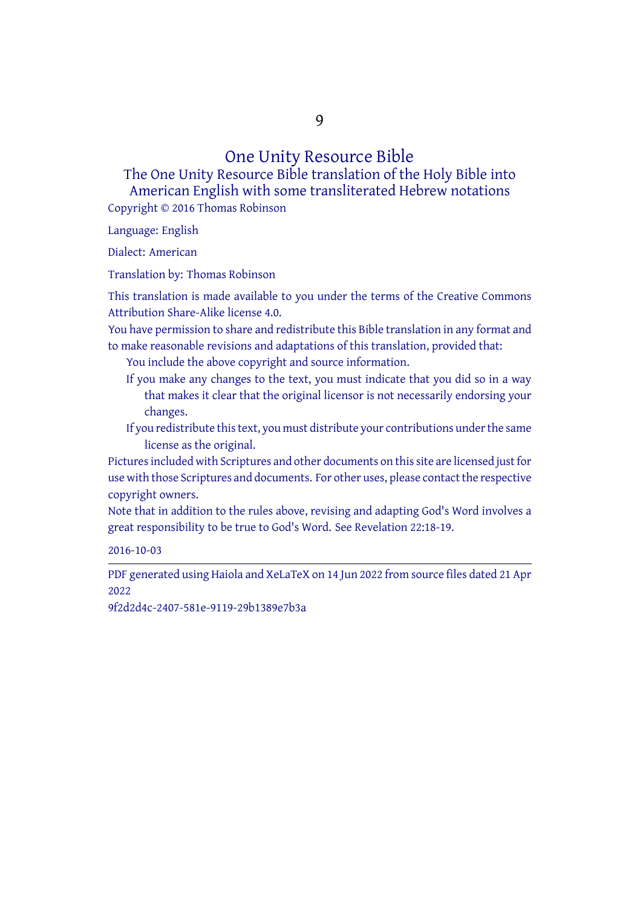# One Unity Resource Bible

## The One Unity Resource Bible translation of the Holy Bible into American English with some transliterated Hebrew notations

Copyright © 2016 Thomas Robinson

Language: English

Dialect: American

Translation by: Thomas Robinson

This translation is made available to you under the terms of the Creative Commons Attribution Share-Alike license 4.0.

You have permission to share and redistribute this Bible translation in any format and to make reasonable revisions and adaptations of this translation, provided that:

- You include the above copyright and source information.
- If you make any changes to the text, you must indicate that you did so in a way that makes it clear that the original licensor is not necessarily endorsing your changes.
- If you redistribute this text, you must distribute your contributions under the same license as the original.

Pictures included with Scriptures and other documents on this site are licensed just for use with those Scriptures and documents. For other uses, please contact the respective copyright owners.

Note that in addition to the rules above, revising and adapting God's Word involves a great responsibility to be true to God's Word. See Revelation 22:18-19.

2016-10-03

---

PDF generated using Haiola and XeLaTeX on 14 Jun 2022 from source files dated 21 Apr 2022

9f2d2d4c-2407-581e-9119-29b1389e7b3a